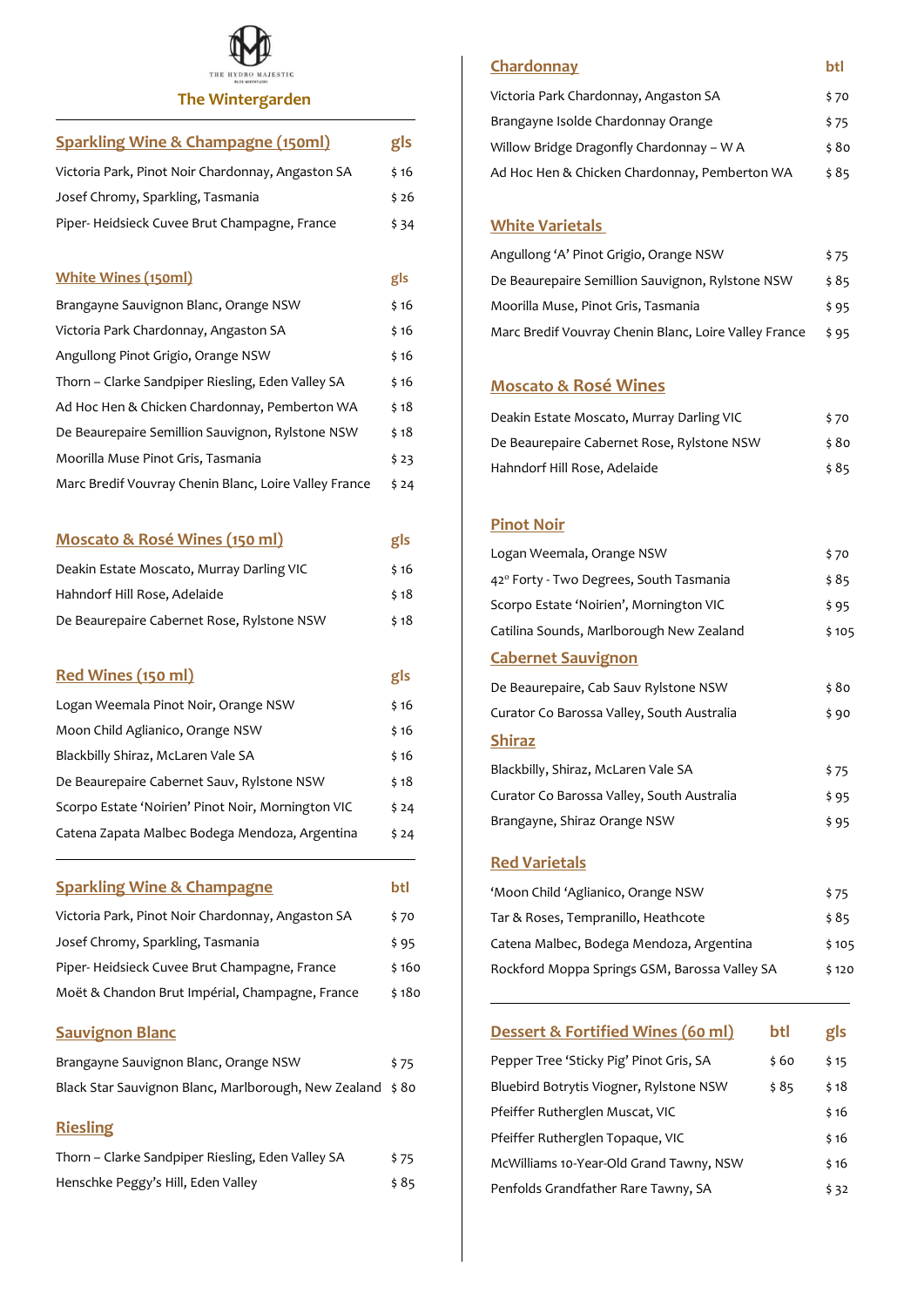THE HYDRO MAJESTIC

## The Wintergarden

### Sparkling Wine & Champagne (150ml)

| | gls |
|---|---|
| Victoria Park, Pinot Noir Chardonnay, Angaston SA | $ 16 |
| Josef Chromy, Sparkling, Tasmania | $ 26 |
| Piper- Heidsieck Cuvee Brut Champagne, France | $ 34 |

### White Wines (150ml)

| | gls |
|---|---|
| Brangayne Sauvignon Blanc, Orange NSW | $ 16 |
| Victoria Park Chardonnay, Angaston SA | $ 16 |
| Angullong Pinot Grigio, Orange NSW | $ 16 |
| Thorn – Clarke Sandpiper Riesling, Eden Valley SA | $ 16 |
| Ad Hoc Hen & Chicken Chardonnay, Pemberton WA | $ 18 |
| De Beaurepaire Semillion Sauvignon, Rylstone NSW | $ 18 |
| Moorilla Muse Pinot Gris, Tasmania | $ 23 |
| Marc Bredif Vouvray Chenin Blanc, Loire Valley France | $ 24 |

### Moscato & Rosé Wines (150 ml)

| | gls |
|---|---|
| Deakin Estate Moscato, Murray Darling VIC | $ 16 |
| Hahndorf Hill Rose, Adelaide | $ 18 |
| De Beaurepaire Cabernet Rose, Rylstone NSW | $ 18 |

### Red Wines (150 ml)

| | gls |
|---|---|
| Logan Weemala Pinot Noir, Orange NSW | $ 16 |
| Moon Child Aglianico, Orange NSW | $ 16 |
| Blackbilly Shiraz, McLaren Vale SA | $ 16 |
| De Beaurepaire Cabernet Sauv, Rylstone NSW | $ 18 |
| Scorpo Estate 'Noirien' Pinot Noir, Mornington VIC | $ 24 |
| Catena Zapata Malbec Bodega Mendoza, Argentina | $ 24 |

### Sparkling Wine & Champagne

| | btl |
|---|---|
| Victoria Park, Pinot Noir Chardonnay, Angaston SA | $ 70 |
| Josef Chromy, Sparkling, Tasmania | $ 95 |
| Piper- Heidsieck Cuvee Brut Champagne, France | $ 160 |
| Moët & Chandon Brut Impérial, Champagne, France | $ 180 |

### Sauvignon Blanc

| | |
|---|---|
| Brangayne Sauvignon Blanc, Orange NSW | $ 75 |
| Black Star Sauvignon Blanc, Marlborough, New Zealand | $ 80 |

### Riesling

| | |
|---|---|
| Thorn – Clarke Sandpiper Riesling, Eden Valley SA | $ 75 |
| Henschke Peggy's Hill, Eden Valley | $ 85 |

### Chardonnay

| | btl |
|---|---|
| Victoria Park Chardonnay, Angaston SA | $ 70 |
| Brangayne Isolde Chardonnay Orange | $ 75 |
| Willow Bridge Dragonfly Chardonnay – W A | $ 80 |
| Ad Hoc Hen & Chicken Chardonnay, Pemberton WA | $ 85 |

### White Varietals

| | |
|---|---|
| Angullong 'A' Pinot Grigio, Orange NSW | $ 75 |
| De Beaurepaire Semillion Sauvignon, Rylstone NSW | $ 85 |
| Moorilla Muse, Pinot Gris, Tasmania | $ 95 |
| Marc Bredif Vouvray Chenin Blanc, Loire Valley France | $ 95 |

### Moscato & Rosé Wines

| | |
|---|---|
| Deakin Estate Moscato, Murray Darling VIC | $ 70 |
| De Beaurepaire Cabernet Rose, Rylstone NSW | $ 80 |
| Hahndorf Hill Rose, Adelaide | $ 85 |

### Pinot Noir

| | |
|---|---|
| Logan Weemala, Orange NSW | $ 70 |
| 42° Forty - Two Degrees, South Tasmania | $ 85 |
| Scorpo Estate 'Noirien', Mornington VIC | $ 95 |
| Catilina Sounds, Marlborough New Zealand | $ 105 |

### Cabernet Sauvignon

| | |
|---|---|
| De Beaurepaire, Cab Sauv Rylstone NSW | $ 80 |
| Curator Co Barossa Valley, South Australia | $ 90 |

### Shiraz

| | |
|---|---|
| Blackbilly, Shiraz, McLaren Vale SA | $ 75 |
| Curator Co Barossa Valley, South Australia | $ 95 |
| Brangayne, Shiraz Orange NSW | $ 95 |

### Red Varietals

| | |
|---|---|
| 'Moon Child 'Aglianico, Orange NSW | $ 75 |
| Tar & Roses, Tempranillo, Heathcote | $ 85 |
| Catena Malbec, Bodega Mendoza, Argentina | $ 105 |
| Rockford Moppa Springs GSM, Barossa Valley SA | $ 120 |

### Dessert & Fortified Wines (60 ml)

| | btl | gls |
|---|---|---|
| Pepper Tree 'Sticky Pig' Pinot Gris, SA | $ 60 | $ 15 |
| Bluebird Botrytis Viognier, Rylstone NSW | $ 85 | $ 18 |
| Pfeiffer Rutherglen Muscat, VIC | | $ 16 |
| Pfeiffer Rutherglen Topaque, VIC | | $ 16 |
| McWilliams 10-Year-Old Grand Tawny, NSW | | $ 16 |
| Penfolds Grandfather Rare Tawny, SA | | $ 32 |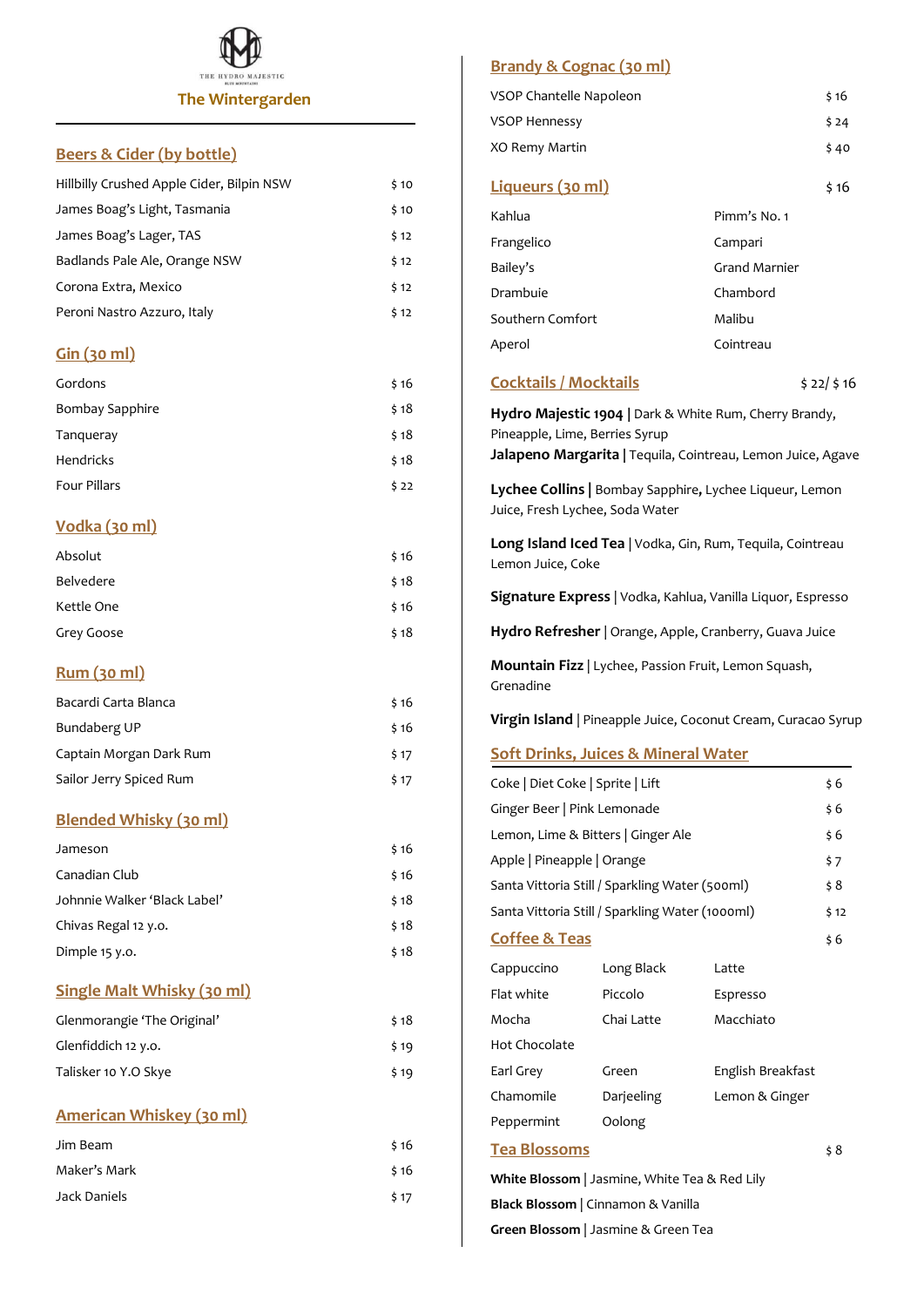THE HYDRO MAJESTIC

## The Wintergarden

### Beers & Cider (by bottle)

| | |
|---|---|
| Hillbilly Crushed Apple Cider, Bilpin NSW | $ 10 |
| James Boag's Light, Tasmania | $ 10 |
| James Boag's Lager, TAS | $ 12 |
| Badlands Pale Ale, Orange NSW | $ 12 |
| Corona Extra, Mexico | $ 12 |
| Peroni Nastro Azzuro, Italy | $ 12 |

### Gin (30 ml)

| | |
|---|---|
| Gordons | $ 16 |
| Bombay Sapphire | $ 18 |
| Tanqueray | $ 18 |
| Hendricks | $ 18 |
| Four Pillars | $ 22 |

### Vodka (30 ml)

| | |
|---|---|
| Absolut | $ 16 |
| Belvedere | $ 18 |
| Kettle One | $ 16 |
| Grey Goose | $ 18 |

### Rum (30 ml)

| | |
|---|---|
| Bacardi Carta Blanca | $ 16 |
| Bundaberg UP | $ 16 |
| Captain Morgan Dark Rum | $ 17 |
| Sailor Jerry Spiced Rum | $ 17 |

### Blended Whisky (30 ml)

| | |
|---|---|
| Jameson | $ 16 |
| Canadian Club | $ 16 |
| Johnnie Walker 'Black Label' | $ 18 |
| Chivas Regal 12 y.o. | $ 18 |
| Dimple 15 y.o. | $ 18 |

### Single Malt Whisky (30 ml)

| | |
|---|---|
| Glenmorangie 'The Original' | $ 18 |
| Glenfiddich 12 y.o. | $ 19 |
| Talisker 10 Y.O Skye | $ 19 |

### American Whiskey (30 ml)

| | |
|---|---|
| Jim Beam | $ 16 |
| Maker's Mark | $ 16 |
| Jack Daniels | $ 17 |

### Brandy & Cognac (30 ml)

| | |
|---|---|
| VSOP Chantelle Napoleon | $ 16 |
| VSOP Hennessy | $ 24 |
| XO Remy Martin | $ 40 |

### Liqueurs (30 ml) — $ 16

| | |
|---|---|
| Kahlua | Pimm's No. 1 |
| Frangelico | Campari |
| Bailey's | Grand Marnier |
| Drambuie | Chambord |
| Southern Comfort | Malibu |
| Aperol | Cointreau |

### Cocktails / Mocktails — $ 22/ $ 16

**Hydro Majestic 1904 |** Dark & White Rum, Cherry Brandy, Pineapple, Lime, Berries Syrup

**Jalapeno Margarita |** Tequila, Cointreau, Lemon Juice, Agave

**Lychee Collins |** Bombay Sapphire**,** Lychee Liqueur, Lemon Juice, Fresh Lychee, Soda Water

**Long Island Iced Tea** | Vodka, Gin, Rum, Tequila, Cointreau Lemon Juice, Coke

**Signature Express** | Vodka, Kahlua, Vanilla Liquor, Espresso

**Hydro Refresher** | Orange, Apple, Cranberry, Guava Juice

**Mountain Fizz** | Lychee, Passion Fruit, Lemon Squash, Grenadine

**Virgin Island** | Pineapple Juice, Coconut Cream, Curacao Syrup

### Soft Drinks, Juices & Mineral Water

| | |
|---|---|
| Coke \| Diet Coke \| Sprite \| Lift | $ 6 |
| Ginger Beer \| Pink Lemonade | $ 6 |
| Lemon, Lime & Bitters \| Ginger Ale | $ 6 |
| Apple \| Pineapple \| Orange | $ 7 |
| Santa Vittoria Still / Sparkling Water (500ml) | $ 8 |
| Santa Vittoria Still / Sparkling Water (1000ml) | $ 12 |

### Coffee & Teas — $ 6

| | | |
|---|---|---|
| Cappuccino | Long Black | Latte |
| Flat white | Piccolo | Espresso |
| Mocha | Chai Latte | Macchiato |
| Hot Chocolate | | |
| Earl Grey | Green | English Breakfast |
| Chamomile | Darjeeling | Lemon & Ginger |
| Peppermint | Oolong | |

### Tea Blossoms — $ 8

**White Blossom** | Jasmine, White Tea & Red Lily

**Black Blossom** | Cinnamon & Vanilla

**Green Blossom** | Jasmine & Green Tea